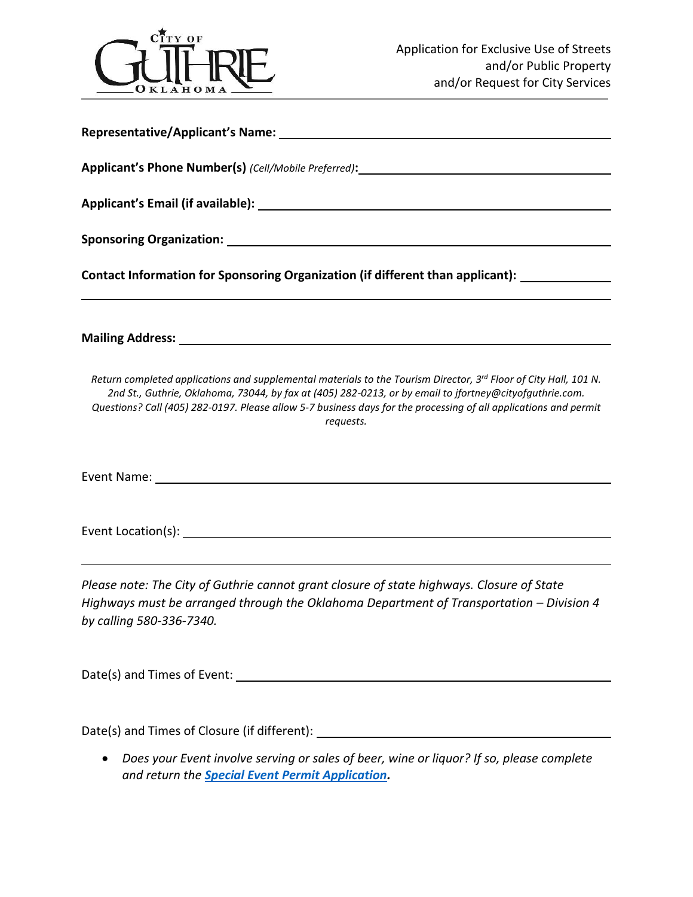CITY OF GUTHRIE OKLAHOMA

Application for Exclusive Use of Streets
and/or Public Property
and/or Request for City Services

**Representative/Applicant's Name:** ______________________________

**Applicant's Phone Number(s)** *(Cell/Mobile Preferred)***:** ______________________________

**Applicant's Email (if available):** ______________________________

**Sponsoring Organization:** ______________________________

**Contact Information for Sponsoring Organization (if different than applicant):** ______________________________

______________________________

**Mailing Address:** ______________________________

*Return completed applications and supplemental materials to the Tourism Director, 3rd Floor of City Hall, 101 N. 2nd St., Guthrie, Oklahoma, 73044, by fax at (405) 282-0213, or by email to jfortney@cityofguthrie.com. Questions? Call (405) 282-0197. Please allow 5-7 business days for the processing of all applications and permit requests.*

Event Name: ______________________________

Event Location(s): ______________________________

______________________________

*Please note: The City of Guthrie cannot grant closure of state highways. Closure of State Highways must be arranged through the Oklahoma Department of Transportation – Division 4 by calling 580-336-7340.*

Date(s) and Times of Event: ______________________________

Date(s) and Times of Closure (if different): ______________________________

- *Does your Event involve serving or sales of beer, wine or liquor? If so, please complete and return the* ***Special Event Permit Application****.*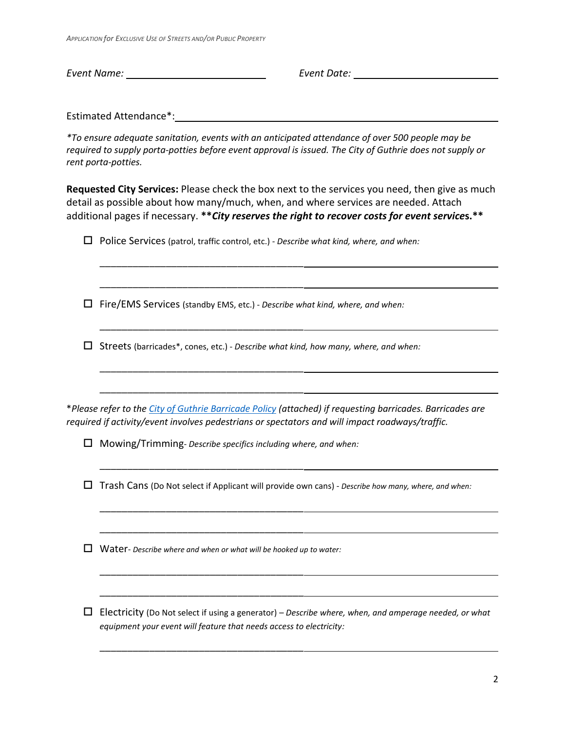*Event Name:* ______________________ *Event Date:* ______________________

Estimated Attendance*: ____________________________________________

*\*To ensure adequate sanitation, events with an anticipated attendance of over 500 people may be required to supply porta-potties before event approval is issued. The City of Guthrie does not supply or rent porta-potties.*

**Requested City Services:** Please check the box next to the services you need, then give as much detail as possible about how many/much, when, and where services are needed. Attach additional pages if necessary. ***\*\*City reserves the right to recover costs for event services.\*\****

- ☐ Police Services (patrol, traffic control, etc.) - *Describe what kind, where, and when:*

  ____________________________________________

  ____________________________________________

- ☐ Fire/EMS Services (standby EMS, etc.) - *Describe what kind, where, and when:*

  ____________________________________________

- ☐ Streets (barricades*, cones, etc.) - *Describe what kind, how many, where, and when:*

  ____________________________________________

  ____________________________________________

*\*Please refer to the City of Guthrie Barricade Policy (attached) if requesting barricades. Barricades are required if activity/event involves pedestrians or spectators and will impact roadways/traffic.*

- ☐ Mowing/Trimming- *Describe specifics including where, and when:*

  ____________________________________________

- ☐ Trash Cans (Do Not select if Applicant will provide own cans) - *Describe how many, where, and when:*

  ____________________________________________

  ____________________________________________

- ☐ Water- *Describe where and when or what will be hooked up to water:*

  ____________________________________________

  ____________________________________________

- ☐ Electricity (Do Not select if using a generator) – *Describe where, when, and amperage needed, or what equipment your event will feature that needs access to electricity:*

  ____________________________________________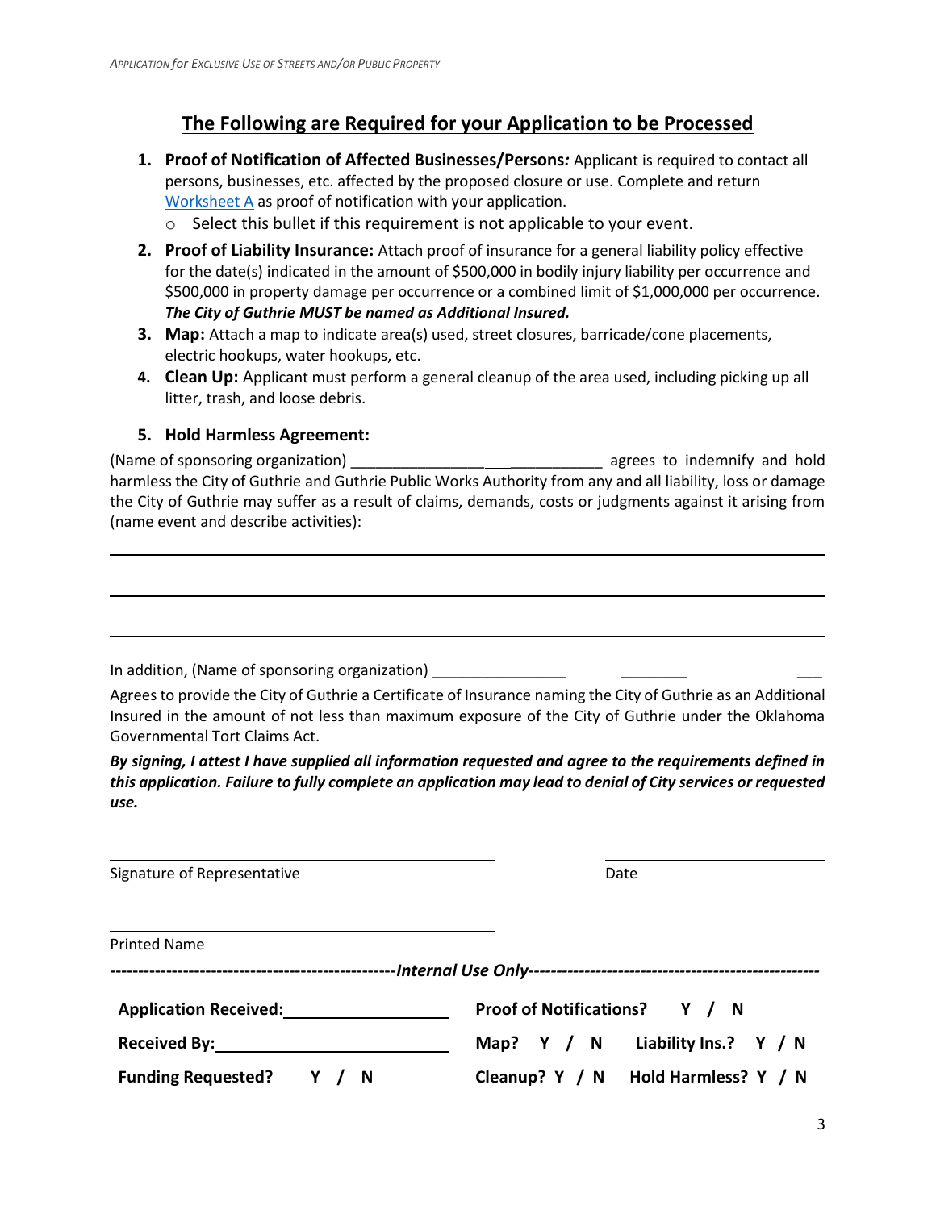## The Following are Required for your Application to be Processed

1. **Proof of Notification of Affected Businesses/Persons***:* Applicant is required to contact all persons, businesses, etc. affected by the proposed closure or use. Complete and return Worksheet A as proof of notification with your application.
   - Select this bullet if this requirement is not applicable to your event.
2. **Proof of Liability Insurance:** Attach proof of insurance for a general liability policy effective for the date(s) indicated in the amount of $500,000 in bodily injury liability per occurrence and $500,000 in property damage per occurrence or a combined limit of $1,000,000 per occurrence. ***The City of Guthrie MUST be named as Additional Insured.***
3. **Map:** Attach a map to indicate area(s) used, street closures, barricade/cone placements, electric hookups, water hookups, etc.
4. **Clean Up:** Applicant must perform a general cleanup of the area used, including picking up all litter, trash, and loose debris.
5. **Hold Harmless Agreement:**

(Name of sponsoring organization) ______________________________ agrees to indemnify and hold harmless the City of Guthrie and Guthrie Public Works Authority from any and all liability, loss or damage the City of Guthrie may suffer as a result of claims, demands, costs or judgments against it arising from (name event and describe activities):

______________________________________________________________________________

______________________________________________________________________________

______________________________________________________________________________

In addition, (Name of sponsoring organization) ______________________________________________

Agrees to provide the City of Guthrie a Certificate of Insurance naming the City of Guthrie as an Additional Insured in the amount of not less than maximum exposure of the City of Guthrie under the Oklahoma Governmental Tort Claims Act.

***By signing, I attest I have supplied all information requested and agree to the requirements defined in this application. Failure to fully complete an application may lead to denial of City services or requested use.***

______________________________ ______________________

Signature of Representative Date

______________________________

Printed Name

---------------------------------------------------*Internal Use Only*---------------------------------------------------

**Application Received:** ____________________ **Proof of Notifications? Y / N**

**Received By:** ____________________ **Map? Y / N Liability Ins.? Y / N**

**Funding Requested? Y / N** **Cleanup? Y / N Hold Harmless? Y / N**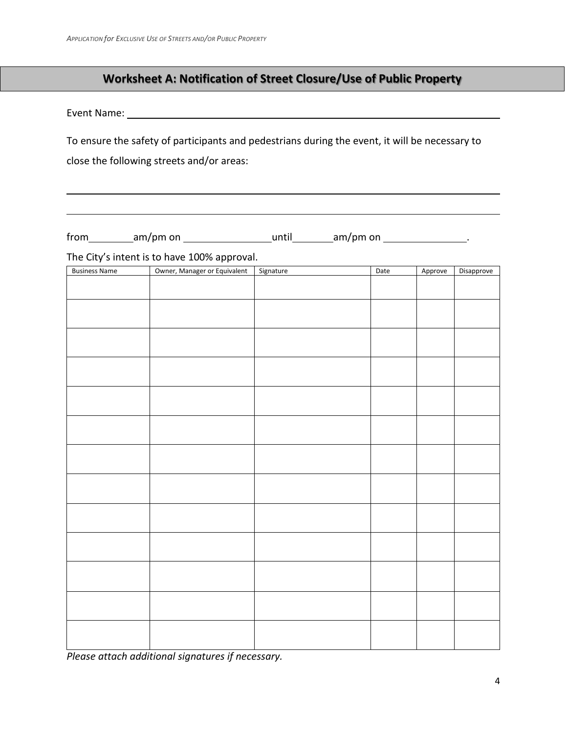## Worksheet A: Notification of Street Closure/Use of Public Property

Event Name: ______________________________________________________________

To ensure the safety of participants and pedestrians during the event, it will be necessary to close the following streets and/or areas:

______________________________________________________________________________

______________________________________________________________________________

from ________ am/pm on ________________ until ________ am/pm on ________________.

The City's intent is to have 100% approval.

| Business Name | Owner, Manager or Equivalent | Signature | Date | Approve | Disapprove |
|---|---|---|---|---|---|
| | | | | | |
| | | | | | |
| | | | | | |
| | | | | | |
| | | | | | |
| | | | | | |
| | | | | | |
| | | | | | |
| | | | | | |
| | | | | | |
| | | | | | |
| | | | | | |
| | | | | | |

*Please attach additional signatures if necessary.*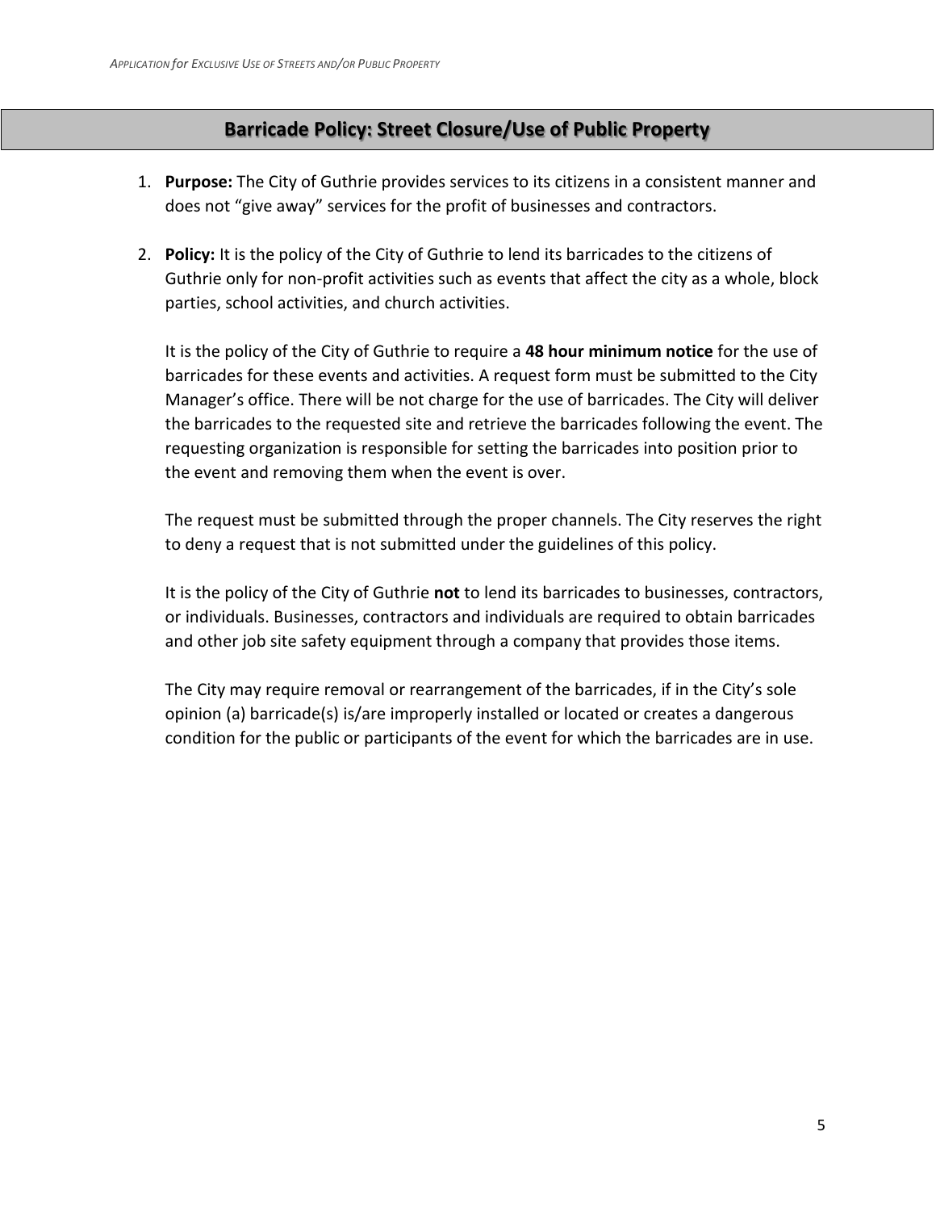## Barricade Policy: Street Closure/Use of Public Property

1. **Purpose:** The City of Guthrie provides services to its citizens in a consistent manner and does not “give away” services for the profit of businesses and contractors.

2. **Policy:** It is the policy of the City of Guthrie to lend its barricades to the citizens of Guthrie only for non-profit activities such as events that affect the city as a whole, block parties, school activities, and church activities.

   It is the policy of the City of Guthrie to require a **48 hour minimum notice** for the use of barricades for these events and activities. A request form must be submitted to the City Manager’s office. There will be not charge for the use of barricades. The City will deliver the barricades to the requested site and retrieve the barricades following the event. The requesting organization is responsible for setting the barricades into position prior to the event and removing them when the event is over.

   The request must be submitted through the proper channels. The City reserves the right to deny a request that is not submitted under the guidelines of this policy.

   It is the policy of the City of Guthrie **not** to lend its barricades to businesses, contractors, or individuals. Businesses, contractors and individuals are required to obtain barricades and other job site safety equipment through a company that provides those items.

   The City may require removal or rearrangement of the barricades, if in the City’s sole opinion (a) barricade(s) is/are improperly installed or located or creates a dangerous condition for the public or participants of the event for which the barricades are in use.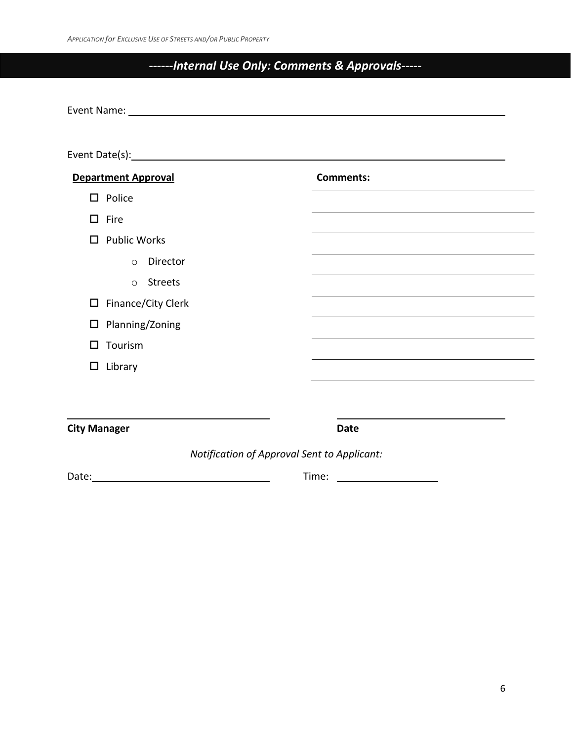## ------Internal Use Only: Comments & Approvals-----

Event Name: ______________________________________________

Event Date(s): ______________________________________________

| **Department Approval** | **Comments:** |
|---|---|
| ☐ Police | |
| ☐ Fire | |
| ☐ Public Works | |
| ○ Director | |
| ○ Streets | |
| ☐ Finance/City Clerk | |
| ☐ Planning/Zoning | |
| ☐ Tourism | |
| ☐ Library | |

______________________________ ______________________

**City Manager** **Date**

*Notification of Approval Sent to Applicant:*

Date: ______________________ Time: ______________